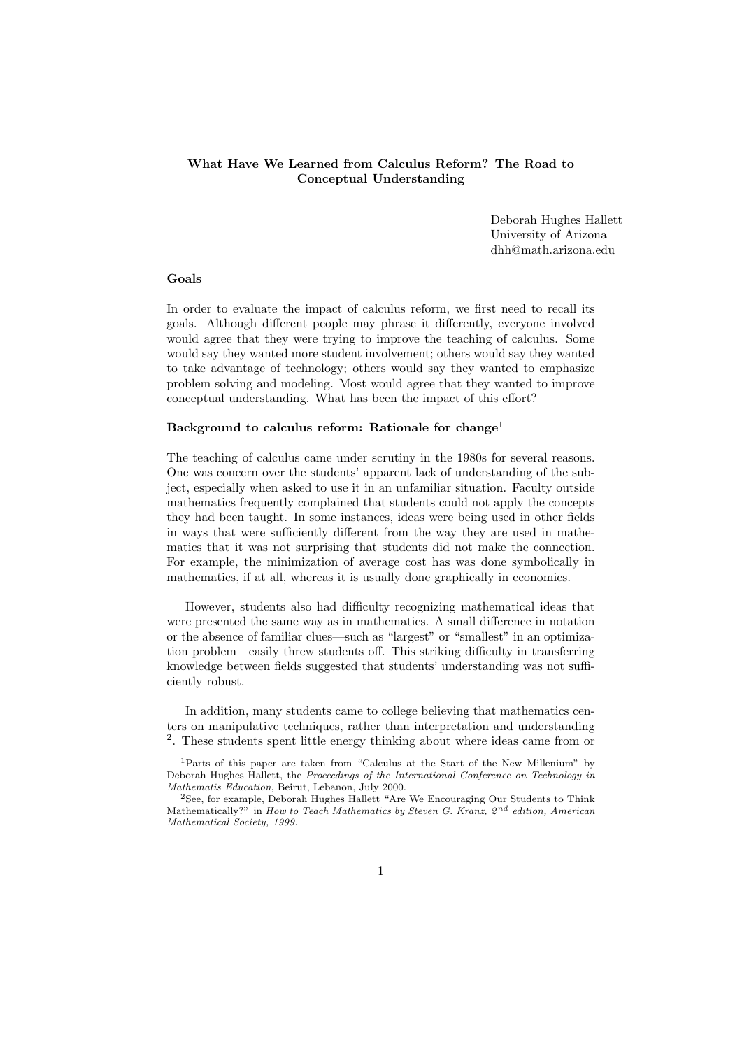# What Have We Learned from Calculus Reform? The Road to Conceptual Understanding

Deborah Hughes Hallett
University of Arizona
dhh@math.arizona.edu

## Goals

In order to evaluate the impact of calculus reform, we first need to recall its goals. Although different people may phrase it differently, everyone involved would agree that they were trying to improve the teaching of calculus. Some would say they wanted more student involvement; others would say they wanted to take advantage of technology; others would say they wanted to emphasize problem solving and modeling. Most would agree that they wanted to improve conceptual understanding. What has been the impact of this effort?

## Background to calculus reform: Rationale for change[1]

The teaching of calculus came under scrutiny in the 1980s for several reasons. One was concern over the students' apparent lack of understanding of the subject, especially when asked to use it in an unfamiliar situation. Faculty outside mathematics frequently complained that students could not apply the concepts they had been taught. In some instances, ideas were being used in other fields in ways that were sufficiently different from the way they are used in mathematics that it was not surprising that students did not make the connection. For example, the minimization of average cost has was done symbolically in mathematics, if at all, whereas it is usually done graphically in economics.

However, students also had difficulty recognizing mathematical ideas that were presented the same way as in mathematics. A small difference in notation or the absence of familiar clues—such as "largest" or "smallest" in an optimization problem—easily threw students off. This striking difficulty in transferring knowledge between fields suggested that students' understanding was not sufficiently robust.

In addition, many students came to college believing that mathematics centers on manipulative techniques, rather than interpretation and understanding [2]. These students spent little energy thinking about where ideas came from or

---

[1] Parts of this paper are taken from "Calculus at the Start of the New Millenium" by Deborah Hughes Hallett, the *Proceedings of the International Conference on Technology in Mathematis Education*, Beirut, Lebanon, July 2000.

[2] See, for example, Deborah Hughes Hallett "Are We Encouraging Our Students to Think Mathematically?" in *How to Teach Mathematics by Steven G. Kranz, 2nd edition, American Mathematical Society, 1999.*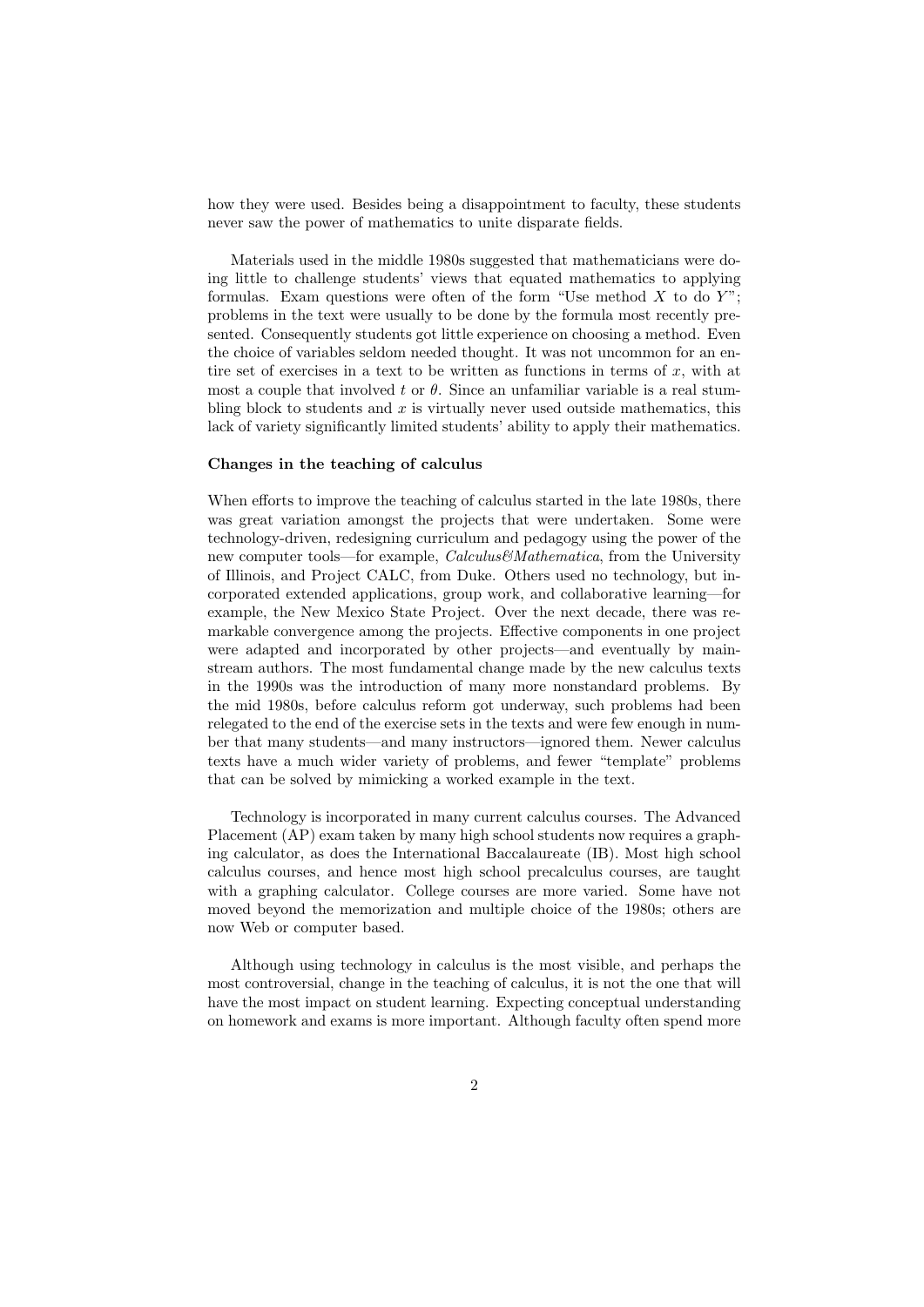how they were used. Besides being a disappointment to faculty, these students never saw the power of mathematics to unite disparate fields.

Materials used in the middle 1980s suggested that mathematicians were doing little to challenge students' views that equated mathematics to applying formulas. Exam questions were often of the form "Use method $X$ to do $Y$"; problems in the text were usually to be done by the formula most recently presented. Consequently students got little experience on choosing a method. Even the choice of variables seldom needed thought. It was not uncommon for an entire set of exercises in a text to be written as functions in terms of $x$, with at most a couple that involved $t$ or $\theta$. Since an unfamiliar variable is a real stumbling block to students and $x$ is virtually never used outside mathematics, this lack of variety significantly limited students' ability to apply their mathematics.

**Changes in the teaching of calculus**

When efforts to improve the teaching of calculus started in the late 1980s, there was great variation amongst the projects that were undertaken. Some were technology-driven, redesigning curriculum and pedagogy using the power of the new computer tools—for example, *Calculus&Mathematica*, from the University of Illinois, and Project CALC, from Duke. Others used no technology, but incorporated extended applications, group work, and collaborative learning—for example, the New Mexico State Project. Over the next decade, there was remarkable convergence among the projects. Effective components in one project were adapted and incorporated by other projects—and eventually by mainstream authors. The most fundamental change made by the new calculus texts in the 1990s was the introduction of many more nonstandard problems. By the mid 1980s, before calculus reform got underway, such problems had been relegated to the end of the exercise sets in the texts and were few enough in number that many students—and many instructors—ignored them. Newer calculus texts have a much wider variety of problems, and fewer "template" problems that can be solved by mimicking a worked example in the text.

Technology is incorporated in many current calculus courses. The Advanced Placement (AP) exam taken by many high school students now requires a graphing calculator, as does the International Baccalaureate (IB). Most high school calculus courses, and hence most high school precalculus courses, are taught with a graphing calculator. College courses are more varied. Some have not moved beyond the memorization and multiple choice of the 1980s; others are now Web or computer based.

Although using technology in calculus is the most visible, and perhaps the most controversial, change in the teaching of calculus, it is not the one that will have the most impact on student learning. Expecting conceptual understanding on homework and exams is more important. Although faculty often spend more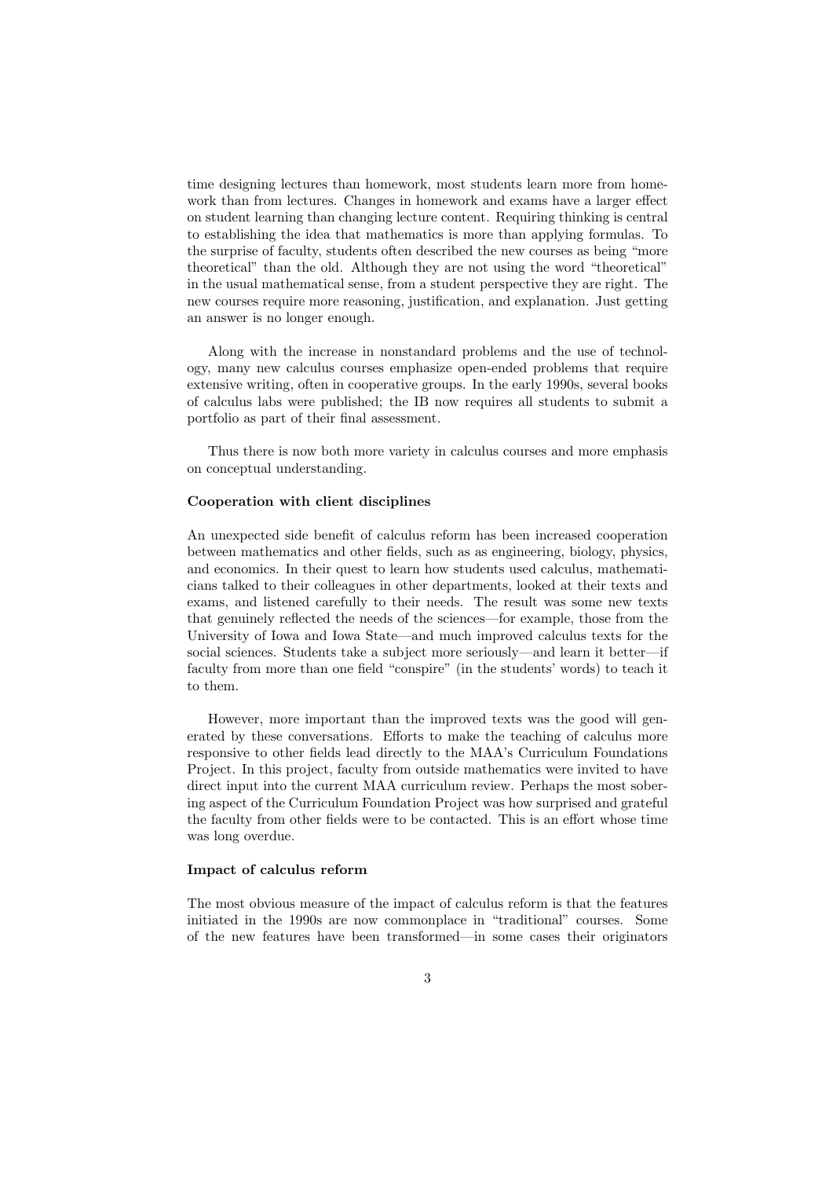time designing lectures than homework, most students learn more from homework than from lectures. Changes in homework and exams have a larger effect on student learning than changing lecture content. Requiring thinking is central to establishing the idea that mathematics is more than applying formulas. To the surprise of faculty, students often described the new courses as being "more theoretical" than the old. Although they are not using the word "theoretical" in the usual mathematical sense, from a student perspective they are right. The new courses require more reasoning, justification, and explanation. Just getting an answer is no longer enough.

Along with the increase in nonstandard problems and the use of technology, many new calculus courses emphasize open-ended problems that require extensive writing, often in cooperative groups. In the early 1990s, several books of calculus labs were published; the IB now requires all students to submit a portfolio as part of their final assessment.

Thus there is now both more variety in calculus courses and more emphasis on conceptual understanding.

**Cooperation with client disciplines**

An unexpected side benefit of calculus reform has been increased cooperation between mathematics and other fields, such as as engineering, biology, physics, and economics. In their quest to learn how students used calculus, mathematicians talked to their colleagues in other departments, looked at their texts and exams, and listened carefully to their needs. The result was some new texts that genuinely reflected the needs of the sciences—for example, those from the University of Iowa and Iowa State—and much improved calculus texts for the social sciences. Students take a subject more seriously—and learn it better—if faculty from more than one field "conspire" (in the students' words) to teach it to them.

However, more important than the improved texts was the good will generated by these conversations. Efforts to make the teaching of calculus more responsive to other fields lead directly to the MAA's Curriculum Foundations Project. In this project, faculty from outside mathematics were invited to have direct input into the current MAA curriculum review. Perhaps the most sobering aspect of the Curriculum Foundation Project was how surprised and grateful the faculty from other fields were to be contacted. This is an effort whose time was long overdue.

**Impact of calculus reform**

The most obvious measure of the impact of calculus reform is that the features initiated in the 1990s are now commonplace in "traditional" courses. Some of the new features have been transformed—in some cases their originators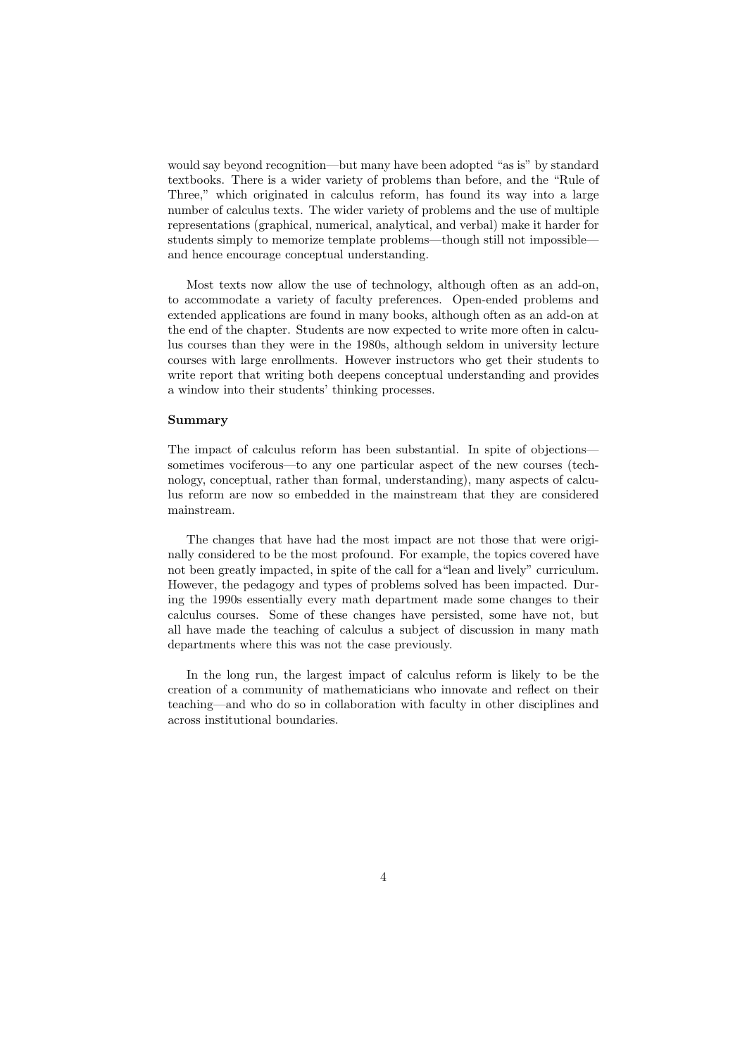would say beyond recognition—but many have been adopted "as is" by standard textbooks. There is a wider variety of problems than before, and the "Rule of Three," which originated in calculus reform, has found its way into a large number of calculus texts. The wider variety of problems and the use of multiple representations (graphical, numerical, analytical, and verbal) make it harder for students simply to memorize template problems—though still not impossible—and hence encourage conceptual understanding.

Most texts now allow the use of technology, although often as an add-on, to accommodate a variety of faculty preferences. Open-ended problems and extended applications are found in many books, although often as an add-on at the end of the chapter. Students are now expected to write more often in calculus courses than they were in the 1980s, although seldom in university lecture courses with large enrollments. However instructors who get their students to write report that writing both deepens conceptual understanding and provides a window into their students' thinking processes.

**Summary**

The impact of calculus reform has been substantial. In spite of objections—sometimes vociferous—to any one particular aspect of the new courses (technology, conceptual, rather than formal, understanding), many aspects of calculus reform are now so embedded in the mainstream that they are considered mainstream.

The changes that have had the most impact are not those that were originally considered to be the most profound. For example, the topics covered have not been greatly impacted, in spite of the call for a"lean and lively" curriculum. However, the pedagogy and types of problems solved has been impacted. During the 1990s essentially every math department made some changes to their calculus courses. Some of these changes have persisted, some have not, but all have made the teaching of calculus a subject of discussion in many math departments where this was not the case previously.

In the long run, the largest impact of calculus reform is likely to be the creation of a community of mathematicians who innovate and reflect on their teaching—and who do so in collaboration with faculty in other disciplines and across institutional boundaries.